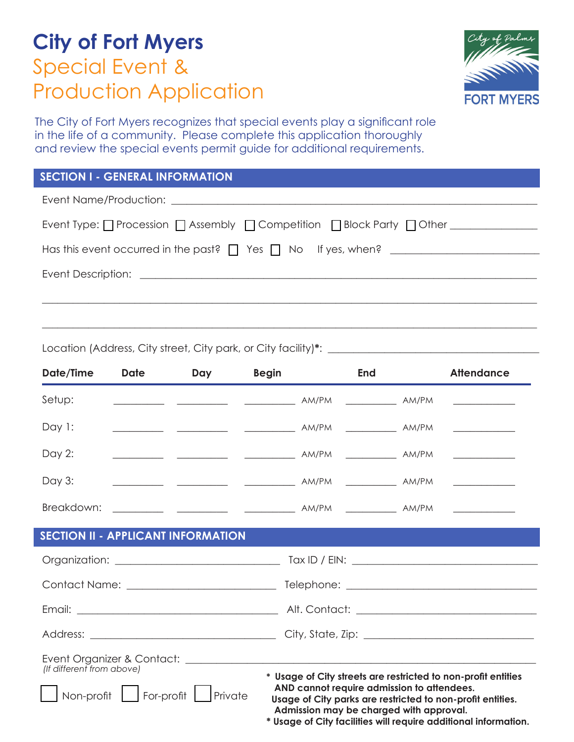# City of Fort Myers

## Special Event & Production Application

The City of Fort Myers recognizes that special events play a significant role in the life of a community. Please complete this application thoroughly and review the special events permit guide for additional requirements.

## SECTION I - GENERAL INFORMATION

Event Name/Production: ______________________________________________

Event Type: ☐ Procession ☐ Assembly ☐ Competition ☐ Block Party ☐ Other ______________

Has this event occurred in the past? ☐ Yes ☐ No If yes, when? ______________________

Event Description: ______________________________________________

______________________________________________

______________________________________________

Location (Address, City street, City park, or City facility)*: ______________________________

| Date/Time | Date | Day | Begin | End | Attendance |
|---|---|---|---|---|---|
| Setup: | ________ | ________ | ________ AM/PM | ________ AM/PM | ________ |
| Day 1: | ________ | ________ | ________ AM/PM | ________ AM/PM | ________ |
| Day 2: | ________ | ________ | ________ AM/PM | ________ AM/PM | ________ |
| Day 3: | ________ | ________ | ________ AM/PM | ________ AM/PM | ________ |
| Breakdown: | ________ | ________ | ________ AM/PM | ________ AM/PM | ________ |

## SECTION II - APPLICANT INFORMATION

Organization: __________________________ Tax ID / EIN: __________________________

Contact Name: __________________________ Telephone: __________________________

Email: __________________________ Alt. Contact: __________________________

Address: __________________________ City, State, Zip: __________________________

Event Organizer & Contact: ______________________________________________
*(If different from above)*

☐ Non-profit ☐ For-profit ☐ Private

**\* Usage of City streets are restricted to non-profit entities AND cannot require admission to attendees.**
**Usage of City parks are restricted to non-profit entities. Admission may be charged with approval.**
**\* Usage of City facilities will require additional information.**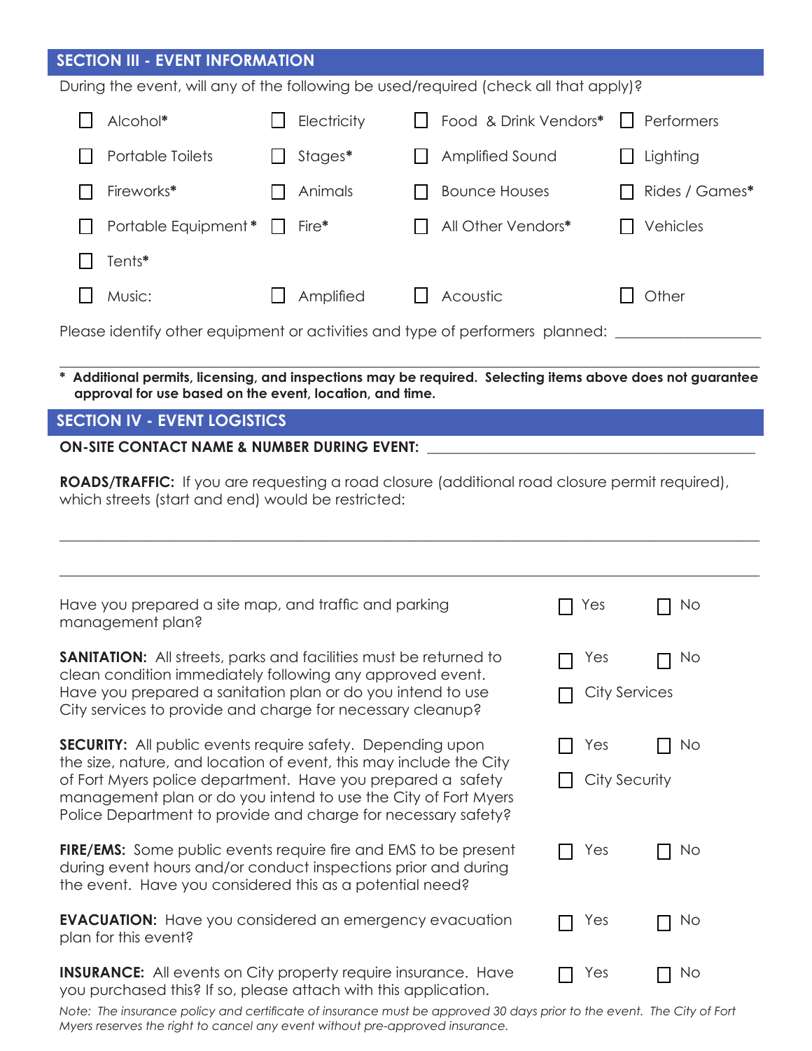## SECTION III - EVENT INFORMATION

During the event, will any of the following be used/required (check all that apply)?

| | | | |
|---|---|---|---|
| ☐ Alcohol* | ☐ Electricity | ☐ Food & Drink Vendors* | ☐ Performers |
| ☐ Portable Toilets | ☐ Stages* | ☐ Amplified Sound | ☐ Lighting |
| ☐ Fireworks* | ☐ Animals | ☐ Bounce Houses | ☐ Rides / Games* |
| ☐ Portable Equipment * | ☐ Fire* | ☐ All Other Vendors* | ☐ Vehicles |
| ☐ Tents* | | | |
| ☐ Music: | ☐ Amplified | ☐ Acoustic | ☐ Other |

Please identify other equipment or activities and type of performers planned: ____________________

______________________________________________________________________________________

**\* Additional permits, licensing, and inspections may be required. Selecting items above does not guarantee approval for use based on the event, location, and time.**

## SECTION IV - EVENT LOGISTICS

**ON-SITE CONTACT NAME & NUMBER DURING EVENT:** ______________________________________________

**ROADS/TRAFFIC:** If you are requesting a road closure (additional road closure permit required), which streets (start and end) would be restricted:

______________________________________________________________________________________

______________________________________________________________________________________

Have you prepared a site map, and traffic and parking management plan? ☐ Yes ☐ No

**SANITATION:** All streets, parks and facilities must be returned to clean condition immediately following any approved event. Have you prepared a sanitation plan or do you intend to use City services to provide and charge for necessary cleanup? ☐ Yes ☐ No ☐ City Services

**SECURITY:** All public events require safety. Depending upon the size, nature, and location of event, this may include the City of Fort Myers police department. Have you prepared a safety management plan or do you intend to use the City of Fort Myers Police Department to provide and charge for necessary safety? ☐ Yes ☐ No ☐ City Security

**FIRE/EMS:** Some public events require fire and EMS to be present during event hours and/or conduct inspections prior and during the event. Have you considered this as a potential need? ☐ Yes ☐ No

**EVACUATION:** Have you considered an emergency evacuation plan for this event? ☐ Yes ☐ No

**INSURANCE:** All events on City property require insurance. Have you purchased this? If so, please attach with this application. ☐ Yes ☐ No

*Note: The insurance policy and certificate of insurance must be approved 30 days prior to the event. The City of Fort Myers reserves the right to cancel any event without pre-approved insurance.*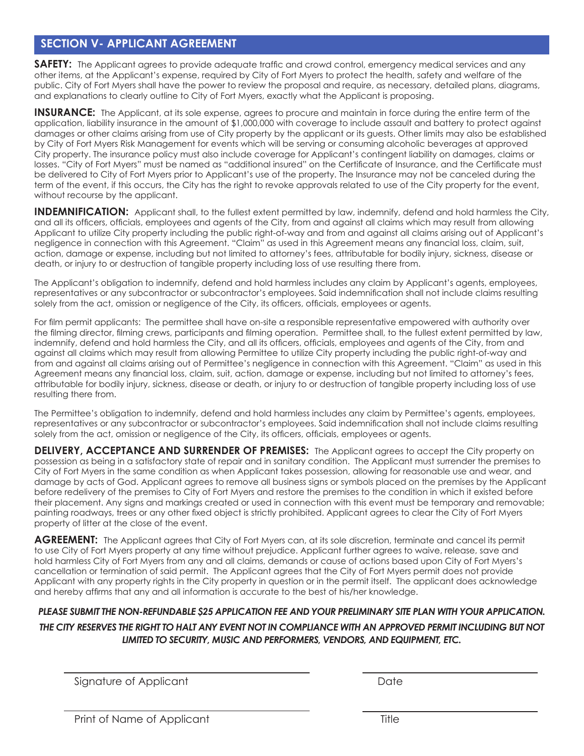## SECTION V- APPLICANT AGREEMENT

**SAFETY:** The Applicant agrees to provide adequate traffic and crowd control, emergency medical services and any other items, at the Applicant's expense, required by City of Fort Myers to protect the health, safety and welfare of the public. City of Fort Myers shall have the power to review the proposal and require, as necessary, detailed plans, diagrams, and explanations to clearly outline to City of Fort Myers, exactly what the Applicant is proposing.

**INSURANCE:** The Applicant, at its sole expense, agrees to procure and maintain in force during the entire term of the application, liability insurance in the amount of $1,000,000 with coverage to include assault and battery to protect against damages or other claims arising from use of City property by the applicant or its guests. Other limits may also be established by City of Fort Myers Risk Management for events which will be serving or consuming alcoholic beverages at approved City property. The insurance policy must also include coverage for Applicant's contingent liability on damages, claims or losses. "City of Fort Myers" must be named as "additional insured" on the Certificate of Insurance, and the Certificate must be delivered to City of Fort Myers prior to Applicant's use of the property. The Insurance may not be canceled during the term of the event, if this occurs, the City has the right to revoke approvals related to use of the City property for the event, without recourse by the applicant.

**INDEMNIFICATION:** Applicant shall, to the fullest extent permitted by law, indemnify, defend and hold harmless the City, and all its officers, officials, employees and agents of the City, from and against all claims which may result from allowing Applicant to utilize City property including the public right-of-way and from and against all claims arising out of Applicant's negligence in connection with this Agreement. "Claim" as used in this Agreement means any financial loss, claim, suit, action, damage or expense, including but not limited to attorney's fees, attributable for bodily injury, sickness, disease or death, or injury to or destruction of tangible property including loss of use resulting there from.

The Applicant's obligation to indemnify, defend and hold harmless includes any claim by Applicant's agents, employees, representatives or any subcontractor or subcontractor's employees. Said indemnification shall not include claims resulting solely from the act, omission or negligence of the City, its officers, officials, employees or agents.

For film permit applicants: The permittee shall have on-site a responsible representative empowered with authority over the filming director, filming crews, participants and filming operation. Permittee shall, to the fullest extent permitted by law, indemnify, defend and hold harmless the City, and all its officers, officials, employees and agents of the City, from and against all claims which may result from allowing Permittee to utilize City property including the public right-of-way and from and against all claims arising out of Permittee's negligence in connection with this Agreement. "Claim" as used in this Agreement means any financial loss, claim, suit, action, damage or expense, including but not limited to attorney's fees, attributable for bodily injury, sickness, disease or death, or injury to or destruction of tangible property including loss of use resulting there from.

The Permittee's obligation to indemnify, defend and hold harmless includes any claim by Permittee's agents, employees, representatives or any subcontractor or subcontractor's employees. Said indemnification shall not include claims resulting solely from the act, omission or negligence of the City, its officers, officials, employees or agents.

**DELIVERY, ACCEPTANCE AND SURRENDER OF PREMISES:** The Applicant agrees to accept the City property on possession as being in a satisfactory state of repair and in sanitary condition. The Applicant must surrender the premises to City of Fort Myers in the same condition as when Applicant takes possession, allowing for reasonable use and wear, and damage by acts of God. Applicant agrees to remove all business signs or symbols placed on the premises by the Applicant before redelivery of the premises to City of Fort Myers and restore the premises to the condition in which it existed before their placement. Any signs and markings created or used in connection with this event must be temporary and removable; painting roadways, trees or any other fixed object is strictly prohibited. Applicant agrees to clear the City of Fort Myers property of litter at the close of the event.

**AGREEMENT:** The Applicant agrees that City of Fort Myers can, at its sole discretion, terminate and cancel its permit to use City of Fort Myers property at any time without prejudice. Applicant further agrees to waive, release, save and hold harmless City of Fort Myers from any and all claims, demands or cause of actions based upon City of Fort Myers's cancellation or termination of said permit. The Applicant agrees that the City of Fort Myers permit does not provide Applicant with any property rights in the City property in question or in the permit itself. The applicant does acknowledge and hereby affirms that any and all information is accurate to the best of his/her knowledge.

***PLEASE SUBMIT THE NON-REFUNDABLE $25 APPLICATION FEE AND YOUR PRELIMINARY SITE PLAN WITH YOUR APPLICATION.***

***THE CITY RESERVES THE RIGHT TO HALT ANY EVENT NOT IN COMPLIANCE WITH AN APPROVED PERMIT INCLUDING BUT NOT LIMITED TO SECURITY, MUSIC AND PERFORMERS, VENDORS, AND EQUIPMENT, ETC.***

Signature of Applicant ______________________ Date ______________________

Print of Name of Applicant ______________________ Title ______________________